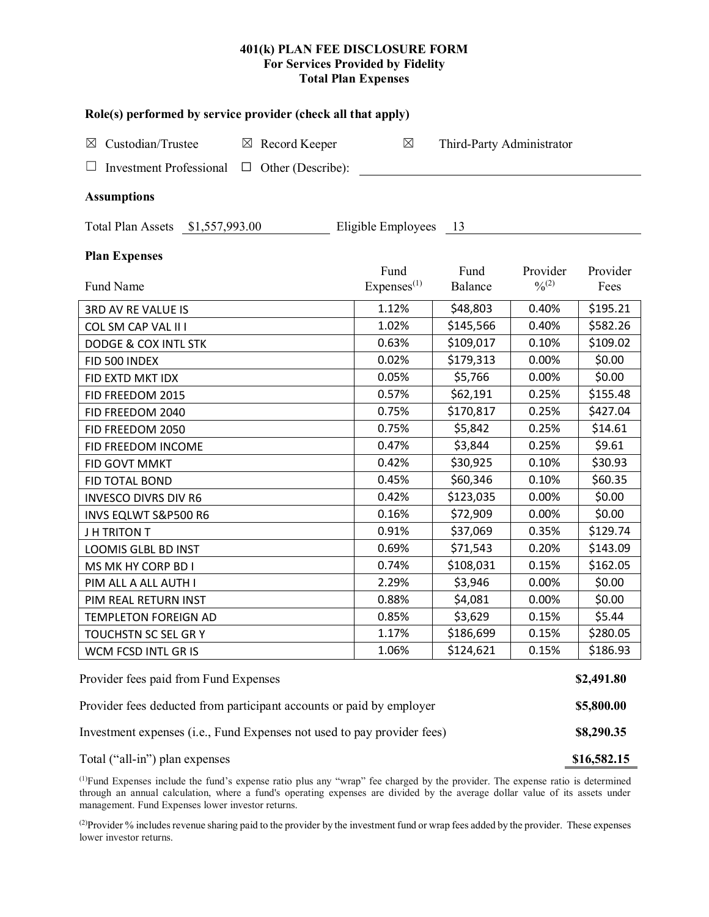**401(k) PLAN FEE DISCLOSURE FORM**
**For Services Provided by Fidelity**
**Total Plan Expenses**

**Role(s) performed by service provider (check all that apply)**

☒ Custodian/Trustee ☒ Record Keeper ☒ Third-Party Administrator

☐ Investment Professional ☐ Other (Describe): ______________________

**Assumptions**

Total Plan Assets $1,557,993.00 Eligible Employees 13

**Plan Expenses**

| Fund Name | Fund Expenses[1] | Fund Balance | Provider %[2] | Provider Fees |
|---|---|---|---|---|
| 3RD AV RE VALUE IS | 1.12% | $48,803 | 0.40% | $195.21 |
| COL SM CAP VAL II I | 1.02% | $145,566 | 0.40% | $582.26 |
| DODGE & COX INTL STK | 0.63% | $109,017 | 0.10% | $109.02 |
| FID 500 INDEX | 0.02% | $179,313 | 0.00% | $0.00 |
| FID EXTD MKT IDX | 0.05% | $5,766 | 0.00% | $0.00 |
| FID FREEDOM 2015 | 0.57% | $62,191 | 0.25% | $155.48 |
| FID FREEDOM 2040 | 0.75% | $170,817 | 0.25% | $427.04 |
| FID FREEDOM 2050 | 0.75% | $5,842 | 0.25% | $14.61 |
| FID FREEDOM INCOME | 0.47% | $3,844 | 0.25% | $9.61 |
| FID GOVT MMKT | 0.42% | $30,925 | 0.10% | $30.93 |
| FID TOTAL BOND | 0.45% | $60,346 | 0.10% | $60.35 |
| INVESCO DIVRS DIV R6 | 0.42% | $123,035 | 0.00% | $0.00 |
| INVS EQLWT S&P500 R6 | 0.16% | $72,909 | 0.00% | $0.00 |
| J H TRITON T | 0.91% | $37,069 | 0.35% | $129.74 |
| LOOMIS GLBL BD INST | 0.69% | $71,543 | 0.20% | $143.09 |
| MS MK HY CORP BD I | 0.74% | $108,031 | 0.15% | $162.05 |
| PIM ALL A ALL AUTH I | 2.29% | $3,946 | 0.00% | $0.00 |
| PIM REAL RETURN INST | 0.88% | $4,081 | 0.00% | $0.00 |
| TEMPLETON FOREIGN AD | 0.85% | $3,629 | 0.15% | $5.44 |
| TOUCHSTN SC SEL GR Y | 1.17% | $186,699 | 0.15% | $280.05 |
| WCM FCSD INTL GR IS | 1.06% | $124,621 | 0.15% | $186.93 |

| | |
|---|---|
| Provider fees paid from Fund Expenses | **$2,491.80** |
| Provider fees deducted from participant accounts or paid by employer | **$5,800.00** |
| Investment expenses (i.e., Fund Expenses not used to pay provider fees) | **$8,290.35** |
| Total ("all-in") plan expenses | **$16,582.15** |

[1]Fund Expenses include the fund's expense ratio plus any "wrap" fee charged by the provider. The expense ratio is determined through an annual calculation, where a fund's operating expenses are divided by the average dollar value of its assets under management. Fund Expenses lower investor returns.

[2]Provider % includes revenue sharing paid to the provider by the investment fund or wrap fees added by the provider. These expenses lower investor returns.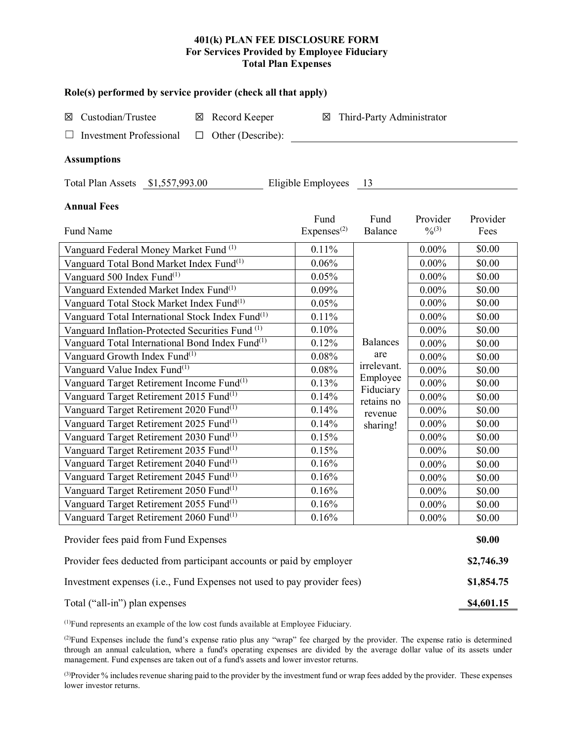**401(k) PLAN FEE DISCLOSURE FORM**
**For Services Provided by Employee Fiduciary**
**Total Plan Expenses**

**Role(s) performed by service provider (check all that apply)**

☒ Custodian/Trustee ☒ Record Keeper ☒ Third-Party Administrator

☐ Investment Professional ☐ Other (Describe): ______________________

**Assumptions**

Total Plan Assets $1,557,993.00 Eligible Employees 13

**Annual Fees**

| Fund Name | Fund Expenses[2] | Fund Balance | Provider %[3] | Provider Fees |
|---|---|---|---|---|
| Vanguard Federal Money Market Fund [1] | 0.11% | Balances are irrelevant. Employee Fiduciary retains no revenue sharing! | 0.00% | $0.00 |
| Vanguard Total Bond Market Index Fund[1] | 0.06% | | 0.00% | $0.00 |
| Vanguard 500 Index Fund[1] | 0.05% | | 0.00% | $0.00 |
| Vanguard Extended Market Index Fund[1] | 0.09% | | 0.00% | $0.00 |
| Vanguard Total Stock Market Index Fund[1] | 0.05% | | 0.00% | $0.00 |
| Vanguard Total International Stock Index Fund[1] | 0.11% | | 0.00% | $0.00 |
| Vanguard Inflation-Protected Securities Fund [1] | 0.10% | | 0.00% | $0.00 |
| Vanguard Total International Bond Index Fund[1] | 0.12% | | 0.00% | $0.00 |
| Vanguard Growth Index Fund[1] | 0.08% | | 0.00% | $0.00 |
| Vanguard Value Index Fund[1] | 0.08% | | 0.00% | $0.00 |
| Vanguard Target Retirement Income Fund[1] | 0.13% | | 0.00% | $0.00 |
| Vanguard Target Retirement 2015 Fund[1] | 0.14% | | 0.00% | $0.00 |
| Vanguard Target Retirement 2020 Fund[1] | 0.14% | | 0.00% | $0.00 |
| Vanguard Target Retirement 2025 Fund[1] | 0.14% | | 0.00% | $0.00 |
| Vanguard Target Retirement 2030 Fund[1] | 0.15% | | 0.00% | $0.00 |
| Vanguard Target Retirement 2035 Fund[1] | 0.15% | | 0.00% | $0.00 |
| Vanguard Target Retirement 2040 Fund[1] | 0.16% | | 0.00% | $0.00 |
| Vanguard Target Retirement 2045 Fund[1] | 0.16% | | 0.00% | $0.00 |
| Vanguard Target Retirement 2050 Fund[1] | 0.16% | | 0.00% | $0.00 |
| Vanguard Target Retirement 2055 Fund[1] | 0.16% | | 0.00% | $0.00 |
| Vanguard Target Retirement 2060 Fund[1] | 0.16% | | 0.00% | $0.00 |

| | |
|---|---|
| Provider fees paid from Fund Expenses | **$0.00** |
| Provider fees deducted from participant accounts or paid by employer | **$2,746.39** |
| Investment expenses (i.e., Fund Expenses not used to pay provider fees) | **$1,854.75** |
| Total ("all-in") plan expenses | **$4,601.15** |

[1]Fund represents an example of the low cost funds available at Employee Fiduciary.

[2]Fund Expenses include the fund's expense ratio plus any "wrap" fee charged by the provider. The expense ratio is determined through an annual calculation, where a fund's operating expenses are divided by the average dollar value of its assets under management. Fund expenses are taken out of a fund's assets and lower investor returns.

[3]Provider % includes revenue sharing paid to the provider by the investment fund or wrap fees added by the provider. These expenses lower investor returns.